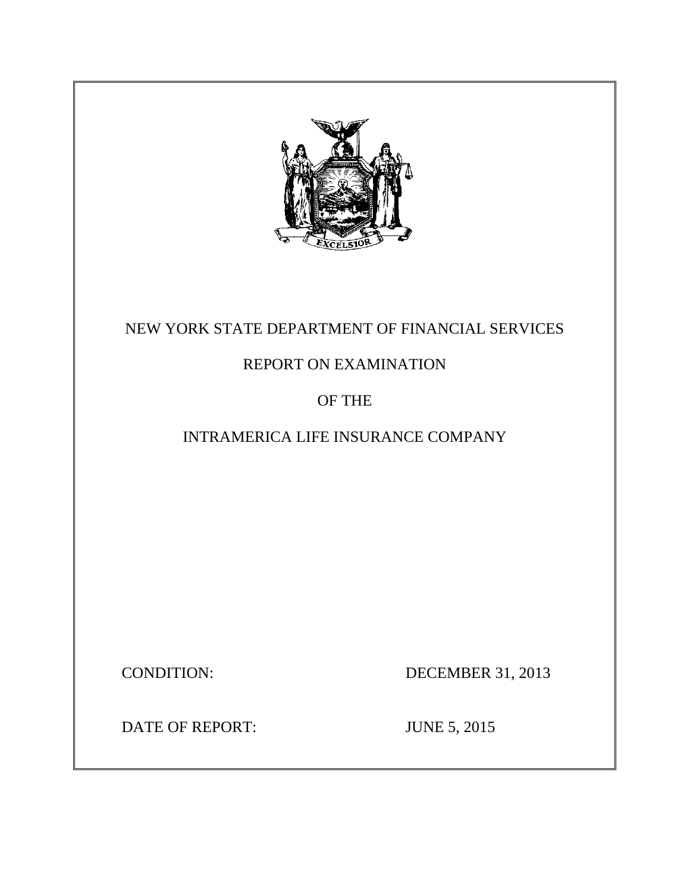# NEW YORK STATE DEPARTMENT OF FINANCIAL SERVICES

## REPORT ON EXAMINATION

## OF THE

## INTRAMERICA LIFE INSURANCE COMPANY

CONDITION: DECEMBER 31, 2013

DATE OF REPORT: JUNE 5, 2015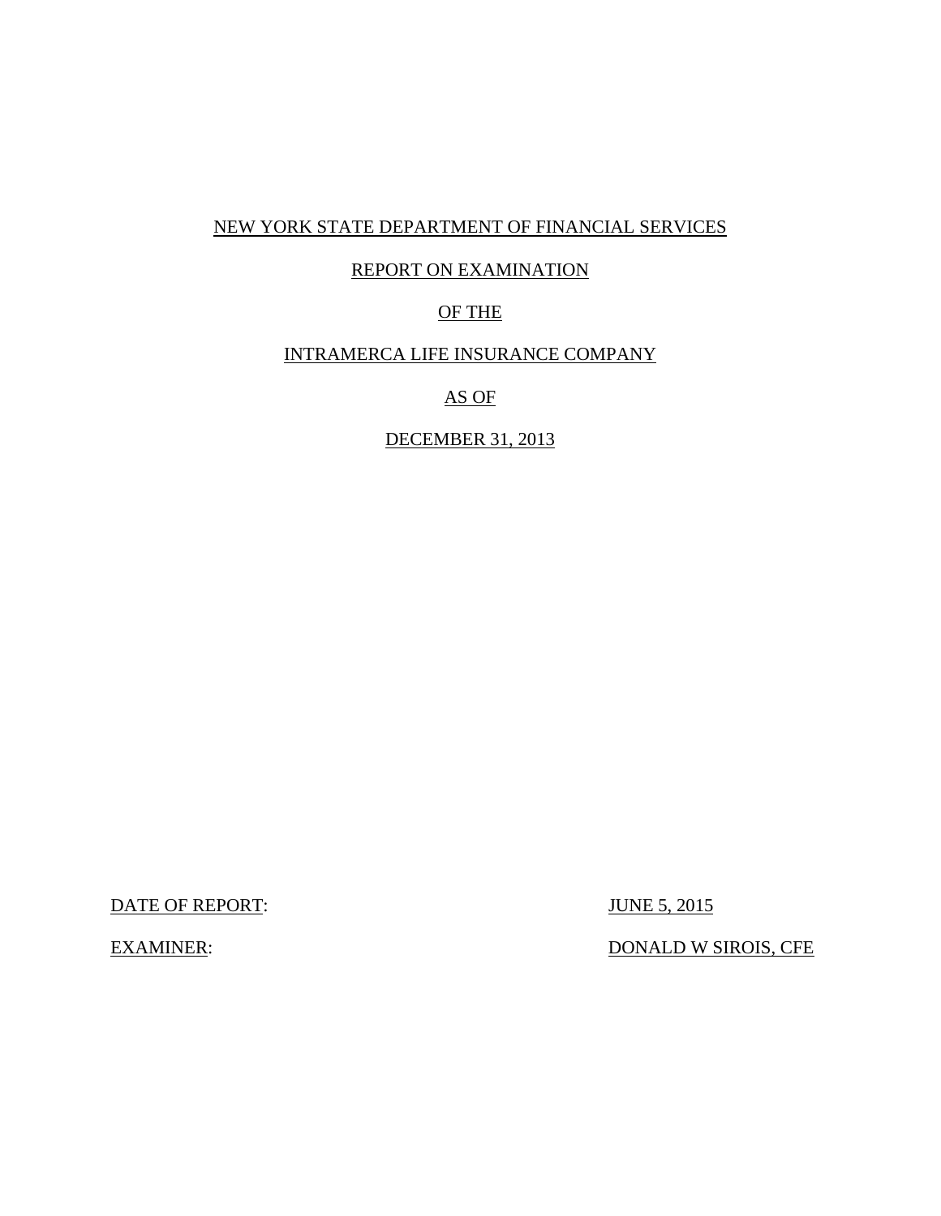NEW YORK STATE DEPARTMENT OF FINANCIAL SERVICES

REPORT ON EXAMINATION

OF THE

INTRAMERCA LIFE INSURANCE COMPANY

AS OF

DECEMBER 31, 2013

DATE OF REPORT: JUNE 5, 2015

EXAMINER: DONALD W SIROIS, CFE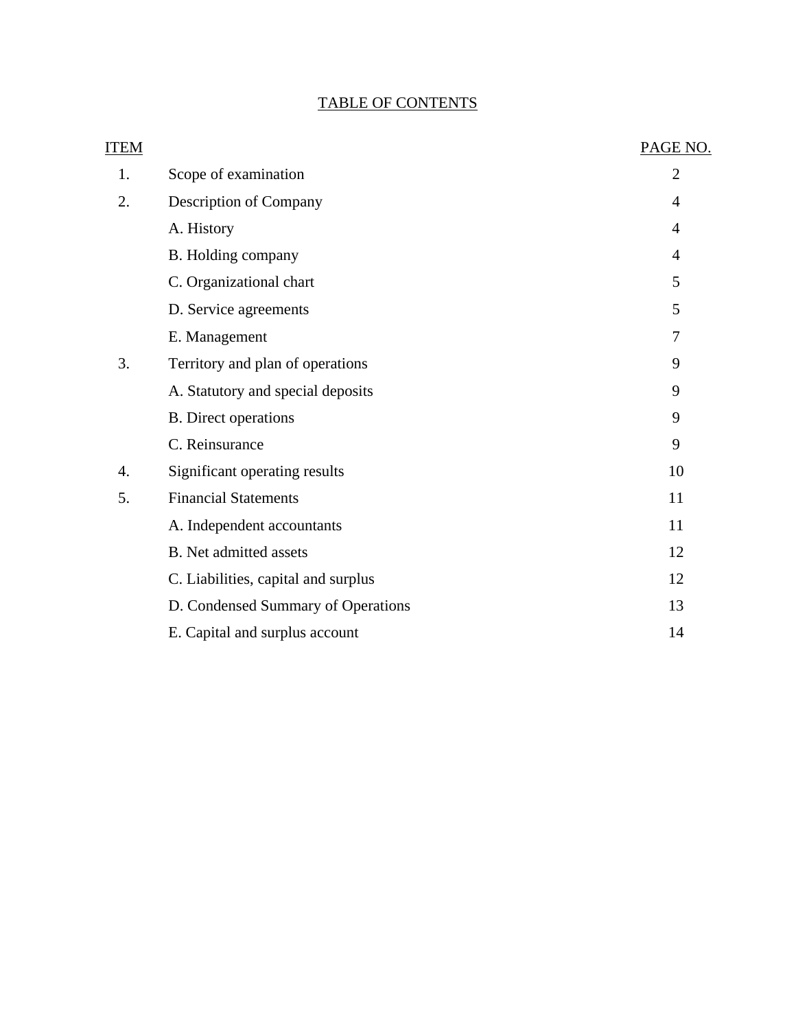## TABLE OF CONTENTS

| ITEM | | PAGE NO. |
|---|---|---|
| 1. | Scope of examination | 2 |
| 2. | Description of Company | 4 |
| | A. History | 4 |
| | B. Holding company | 4 |
| | C. Organizational chart | 5 |
| | D. Service agreements | 5 |
| | E. Management | 7 |
| 3. | Territory and plan of operations | 9 |
| | A. Statutory and special deposits | 9 |
| | B. Direct operations | 9 |
| | C. Reinsurance | 9 |
| 4. | Significant operating results | 10 |
| 5. | Financial Statements | 11 |
| | A. Independent accountants | 11 |
| | B. Net admitted assets | 12 |
| | C. Liabilities, capital and surplus | 12 |
| | D. Condensed Summary of Operations | 13 |
| | E. Capital and surplus account | 14 |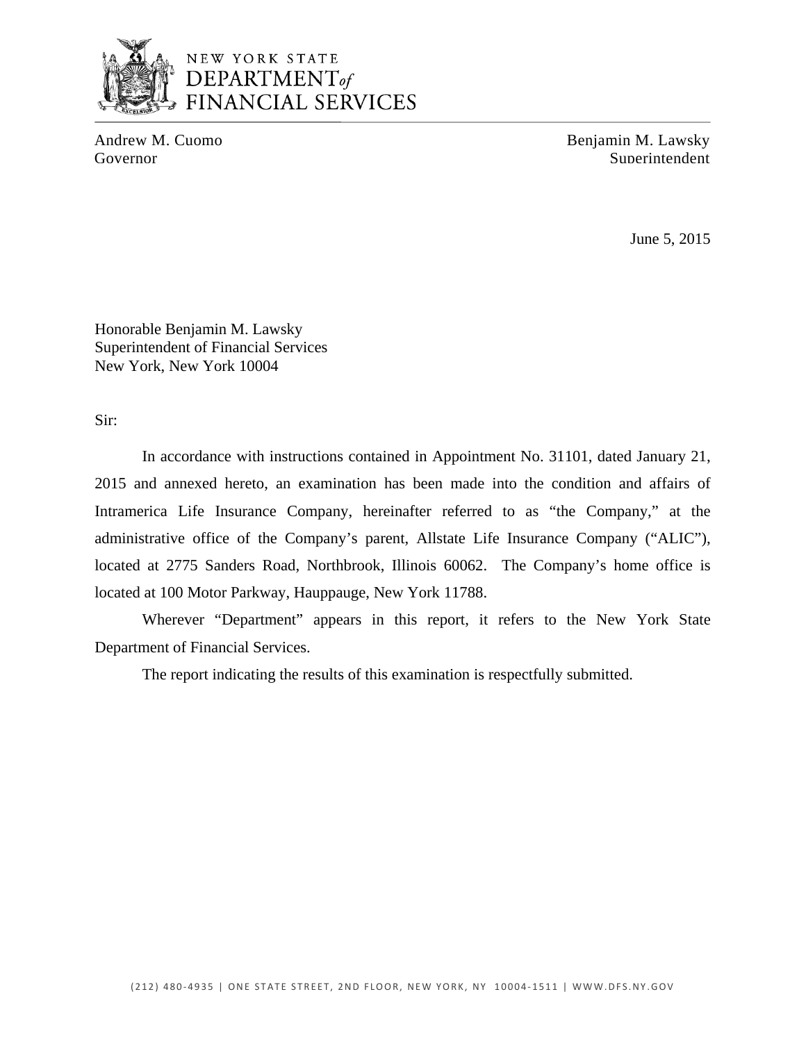NEW YORK STATE
DEPARTMENT of
FINANCIAL SERVICES

Andrew M. Cuomo
Governor

Benjamin M. Lawsky
Superintendent

June 5, 2015

Honorable Benjamin M. Lawsky
Superintendent of Financial Services
New York, New York 10004

Sir:

In accordance with instructions contained in Appointment No. 31101, dated January 21, 2015 and annexed hereto, an examination has been made into the condition and affairs of Intramerica Life Insurance Company, hereinafter referred to as "the Company," at the administrative office of the Company's parent, Allstate Life Insurance Company ("ALIC"), located at 2775 Sanders Road, Northbrook, Illinois 60062. The Company's home office is located at 100 Motor Parkway, Hauppauge, New York 11788.

Wherever "Department" appears in this report, it refers to the New York State Department of Financial Services.

The report indicating the results of this examination is respectfully submitted.

(212) 480-4935 | ONE STATE STREET, 2ND FLOOR, NEW YORK, NY 10004-1511 | WWW.DFS.NY.GOV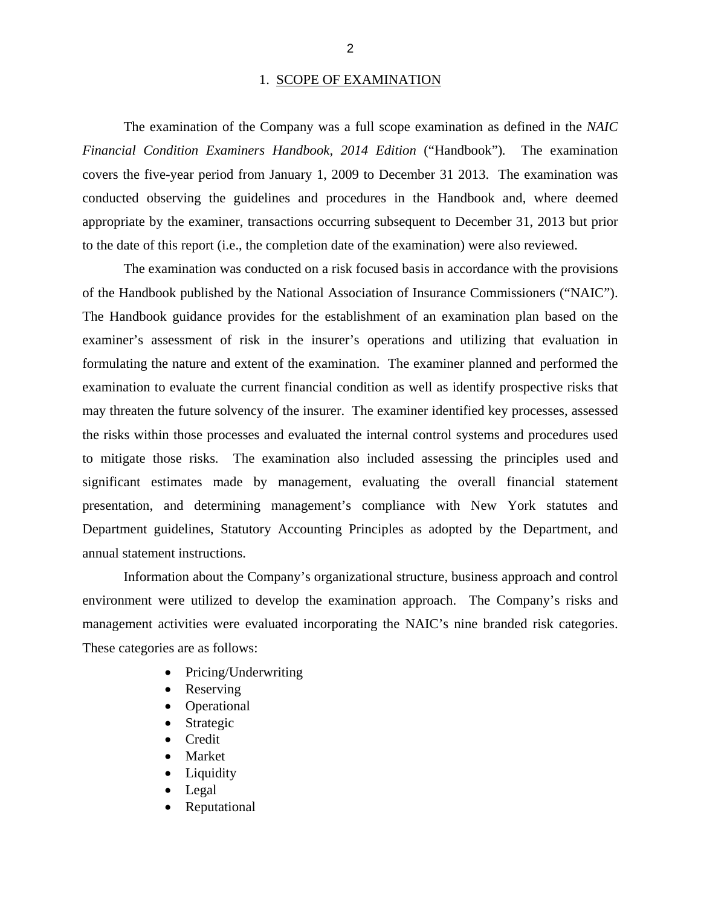## 1. SCOPE OF EXAMINATION

The examination of the Company was a full scope examination as defined in the *NAIC Financial Condition Examiners Handbook, 2014 Edition* ("Handbook"). The examination covers the five-year period from January 1, 2009 to December 31 2013. The examination was conducted observing the guidelines and procedures in the Handbook and, where deemed appropriate by the examiner, transactions occurring subsequent to December 31, 2013 but prior to the date of this report (i.e., the completion date of the examination) were also reviewed.

The examination was conducted on a risk focused basis in accordance with the provisions of the Handbook published by the National Association of Insurance Commissioners ("NAIC"). The Handbook guidance provides for the establishment of an examination plan based on the examiner's assessment of risk in the insurer's operations and utilizing that evaluation in formulating the nature and extent of the examination. The examiner planned and performed the examination to evaluate the current financial condition as well as identify prospective risks that may threaten the future solvency of the insurer. The examiner identified key processes, assessed the risks within those processes and evaluated the internal control systems and procedures used to mitigate those risks. The examination also included assessing the principles used and significant estimates made by management, evaluating the overall financial statement presentation, and determining management's compliance with New York statutes and Department guidelines, Statutory Accounting Principles as adopted by the Department, and annual statement instructions.

Information about the Company's organizational structure, business approach and control environment were utilized to develop the examination approach. The Company's risks and management activities were evaluated incorporating the NAIC's nine branded risk categories. These categories are as follows:

- Pricing/Underwriting
- Reserving
- Operational
- Strategic
- Credit
- Market
- Liquidity
- Legal
- Reputational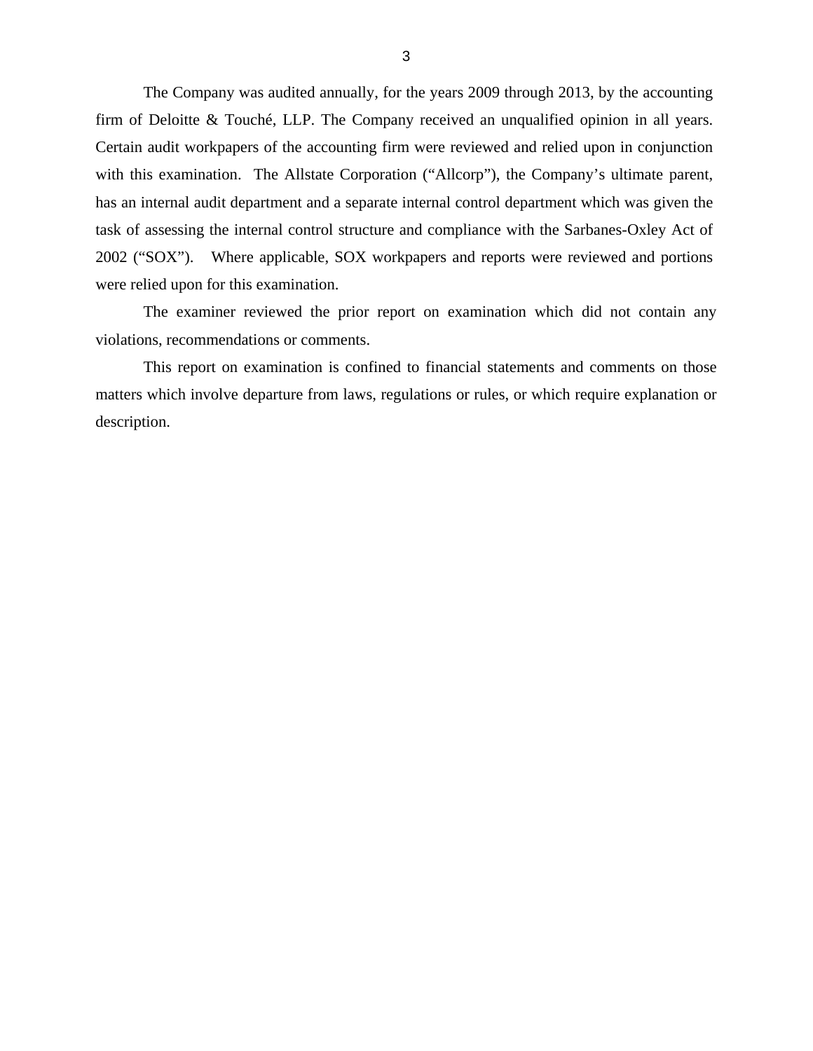The Company was audited annually, for the years 2009 through 2013, by the accounting firm of Deloitte & Touché, LLP. The Company received an unqualified opinion in all years. Certain audit workpapers of the accounting firm were reviewed and relied upon in conjunction with this examination. The Allstate Corporation ("Allcorp"), the Company's ultimate parent, has an internal audit department and a separate internal control department which was given the task of assessing the internal control structure and compliance with the Sarbanes-Oxley Act of 2002 ("SOX"). Where applicable, SOX workpapers and reports were reviewed and portions were relied upon for this examination.

The examiner reviewed the prior report on examination which did not contain any violations, recommendations or comments.

This report on examination is confined to financial statements and comments on those matters which involve departure from laws, regulations or rules, or which require explanation or description.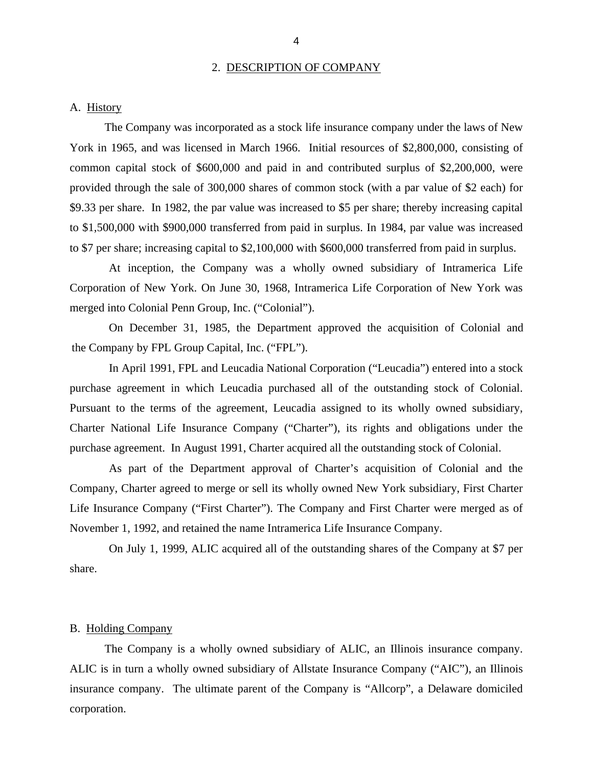## 2. DESCRIPTION OF COMPANY

### A. History

The Company was incorporated as a stock life insurance company under the laws of New York in 1965, and was licensed in March 1966. Initial resources of $2,800,000, consisting of common capital stock of $600,000 and paid in and contributed surplus of $2,200,000, were provided through the sale of 300,000 shares of common stock (with a par value of $2 each) for $9.33 per share. In 1982, the par value was increased to $5 per share; thereby increasing capital to $1,500,000 with $900,000 transferred from paid in surplus. In 1984, par value was increased to $7 per share; increasing capital to $2,100,000 with $600,000 transferred from paid in surplus.

At inception, the Company was a wholly owned subsidiary of Intramerica Life Corporation of New York. On June 30, 1968, Intramerica Life Corporation of New York was merged into Colonial Penn Group, Inc. ("Colonial").

On December 31, 1985, the Department approved the acquisition of Colonial and the Company by FPL Group Capital, Inc. ("FPL").

In April 1991, FPL and Leucadia National Corporation ("Leucadia") entered into a stock purchase agreement in which Leucadia purchased all of the outstanding stock of Colonial. Pursuant to the terms of the agreement, Leucadia assigned to its wholly owned subsidiary, Charter National Life Insurance Company ("Charter"), its rights and obligations under the purchase agreement. In August 1991, Charter acquired all the outstanding stock of Colonial.

As part of the Department approval of Charter's acquisition of Colonial and the Company, Charter agreed to merge or sell its wholly owned New York subsidiary, First Charter Life Insurance Company ("First Charter"). The Company and First Charter were merged as of November 1, 1992, and retained the name Intramerica Life Insurance Company.

On July 1, 1999, ALIC acquired all of the outstanding shares of the Company at $7 per share.

### B. Holding Company

The Company is a wholly owned subsidiary of ALIC, an Illinois insurance company. ALIC is in turn a wholly owned subsidiary of Allstate Insurance Company ("AIC"), an Illinois insurance company. The ultimate parent of the Company is "Allcorp", a Delaware domiciled corporation.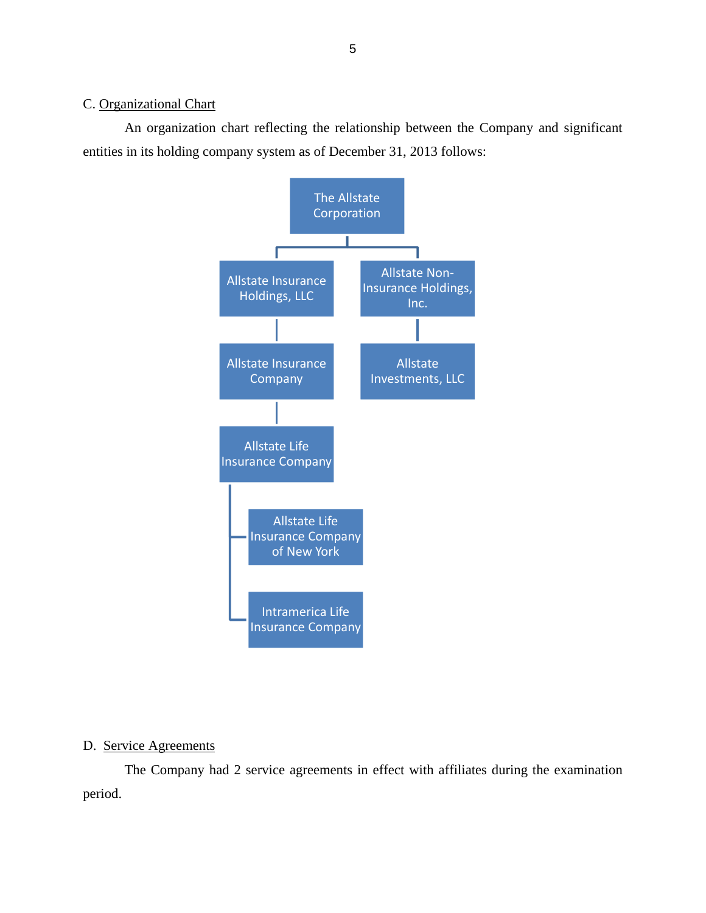C. Organizational Chart

An organization chart reflecting the relationship between the Company and significant entities in its holding company system as of December 31, 2013 follows:

- The Allstate Corporation
  - Allstate Insurance Holdings, LLC
    - Allstate Insurance Company
      - Allstate Life Insurance Company
        - Allstate Life Insurance Company of New York
        - Intramerica Life Insurance Company
  - Allstate Non-Insurance Holdings, Inc.
    - Allstate Investments, LLC

D. Service Agreements

The Company had 2 service agreements in effect with affiliates during the examination period.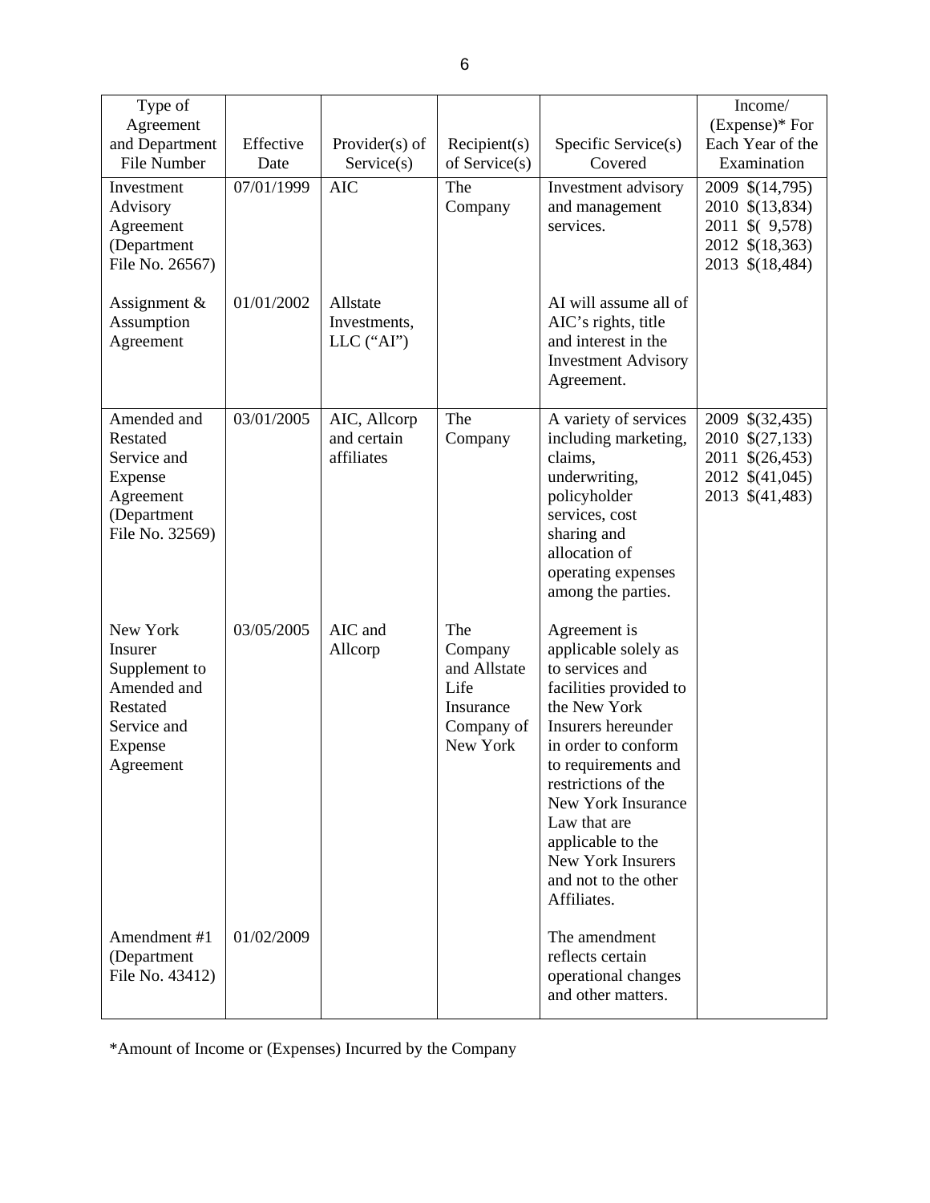| Type of Agreement and Department File Number | Effective Date | Provider(s) of Service(s) | Recipient(s) of Service(s) | Specific Service(s) Covered | Income/ (Expense)* For Each Year of the Examination |
|---|---|---|---|---|---|
| Investment Advisory Agreement (Department File No. 26567) | 07/01/1999 | AIC | The Company | Investment advisory and management services. | 2009 $(14,795)<br>2010 $(13,834)<br>2011 $( 9,578)<br>2012 $(18,363)<br>2013 $(18,484) |
| Assignment & Assumption Agreement | 01/01/2002 | Allstate Investments, LLC ("AI") | | AI will assume all of AIC's rights, title and interest in the Investment Advisory Agreement. | |
| Amended and Restated Service and Expense Agreement (Department File No. 32569) | 03/01/2005 | AIC, Allcorp and certain affiliates | The Company | A variety of services including marketing, claims, underwriting, policyholder services, cost sharing and allocation of operating expenses among the parties. | 2009 $(32,435)<br>2010 $(27,133)<br>2011 $(26,453)<br>2012 $(41,045)<br>2013 $(41,483) |
| New York Insurer Supplement to Amended and Restated Service and Expense Agreement | 03/05/2005 | AIC and Allcorp | The Company and Allstate Life Insurance Company of New York | Agreement is applicable solely as to services and facilities provided to the New York Insurers hereunder in order to conform to requirements and restrictions of the New York Insurance Law that are applicable to the New York Insurers and not to the other Affiliates. | |
| Amendment #1 (Department File No. 43412) | 01/02/2009 | | | The amendment reflects certain operational changes and other matters. | |

*Amount of Income or (Expenses) Incurred by the Company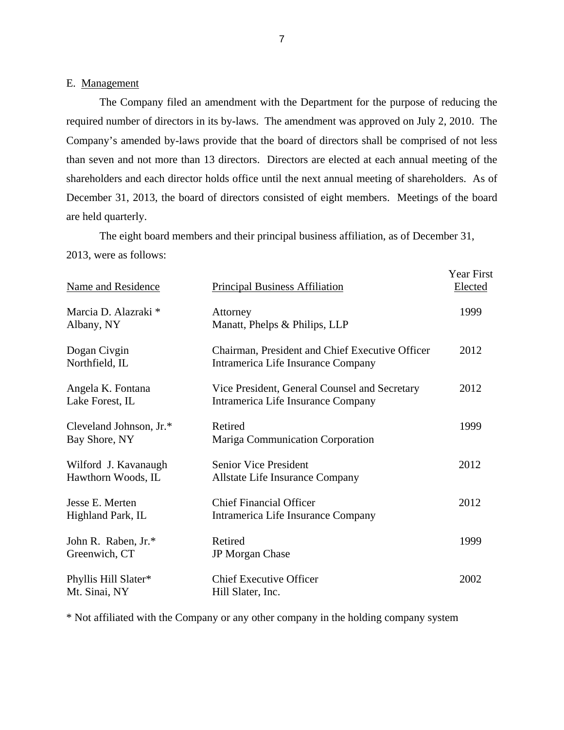## E. Management

The Company filed an amendment with the Department for the purpose of reducing the required number of directors in its by-laws. The amendment was approved on July 2, 2010. The Company's amended by-laws provide that the board of directors shall be comprised of not less than seven and not more than 13 directors. Directors are elected at each annual meeting of the shareholders and each director holds office until the next annual meeting of shareholders. As of December 31, 2013, the board of directors consisted of eight members. Meetings of the board are held quarterly.

The eight board members and their principal business affiliation, as of December 31, 2013, were as follows:

| Name and Residence | Principal Business Affiliation | Year First Elected |
|---|---|---|
| Marcia D. Alazraki *<br>Albany, NY | Attorney<br>Manatt, Phelps & Philips, LLP | 1999 |
| Dogan Civgin<br>Northfield, IL | Chairman, President and Chief Executive Officer<br>Intramerica Life Insurance Company | 2012 |
| Angela K. Fontana<br>Lake Forest, IL | Vice President, General Counsel and Secretary<br>Intramerica Life Insurance Company | 2012 |
| Cleveland Johnson, Jr.*<br>Bay Shore, NY | Retired<br>Mariga Communication Corporation | 1999 |
| Wilford J. Kavanaugh<br>Hawthorn Woods, IL | Senior Vice President<br>Allstate Life Insurance Company | 2012 |
| Jesse E. Merten<br>Highland Park, IL | Chief Financial Officer<br>Intramerica Life Insurance Company | 2012 |
| John R. Raben, Jr.*<br>Greenwich, CT | Retired<br>JP Morgan Chase | 1999 |
| Phyllis Hill Slater*<br>Mt. Sinai, NY | Chief Executive Officer<br>Hill Slater, Inc. | 2002 |

* Not affiliated with the Company or any other company in the holding company system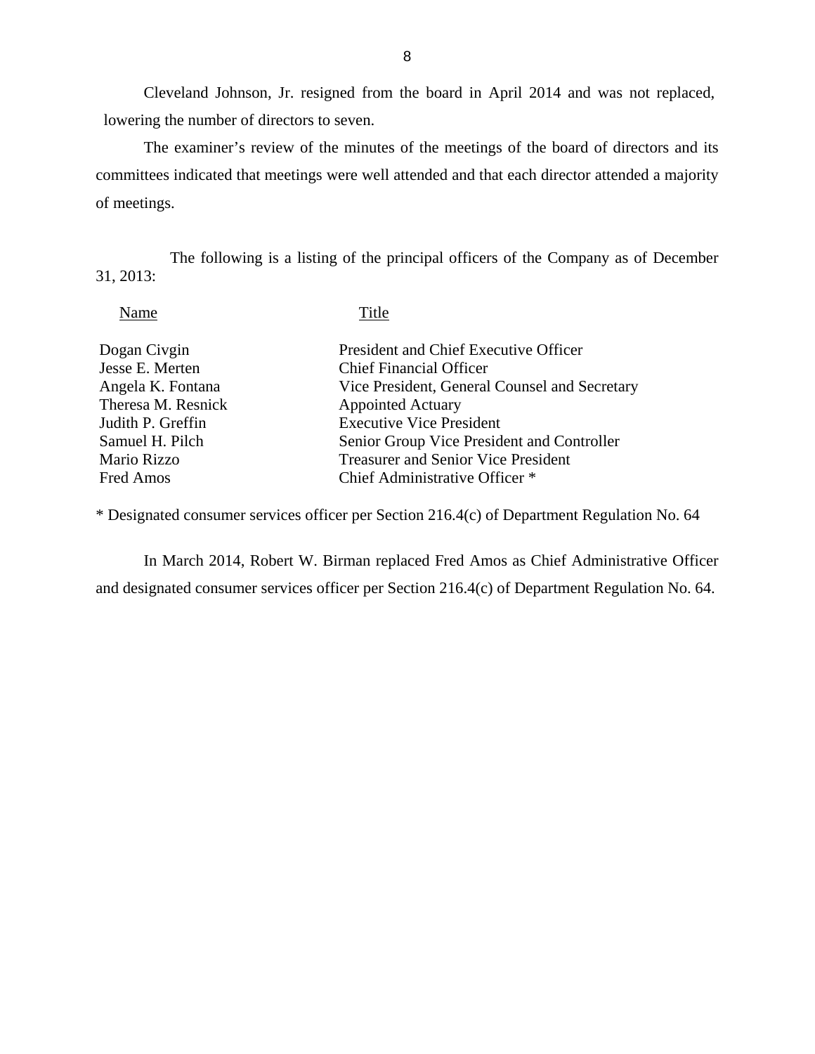Cleveland Johnson, Jr. resigned from the board in April 2014 and was not replaced, lowering the number of directors to seven.

The examiner's review of the minutes of the meetings of the board of directors and its committees indicated that meetings were well attended and that each director attended a majority of meetings.

The following is a listing of the principal officers of the Company as of December 31, 2013:

| Name | Title |
|---|---|
| Dogan Civgin | President and Chief Executive Officer |
| Jesse E. Merten | Chief Financial Officer |
| Angela K. Fontana | Vice President, General Counsel and Secretary |
| Theresa M. Resnick | Appointed Actuary |
| Judith P. Greffin | Executive Vice President |
| Samuel H. Pilch | Senior Group Vice President and Controller |
| Mario Rizzo | Treasurer and Senior Vice President |
| Fred Amos | Chief Administrative Officer * |

* Designated consumer services officer per Section 216.4(c) of Department Regulation No. 64

In March 2014, Robert W. Birman replaced Fred Amos as Chief Administrative Officer and designated consumer services officer per Section 216.4(c) of Department Regulation No. 64.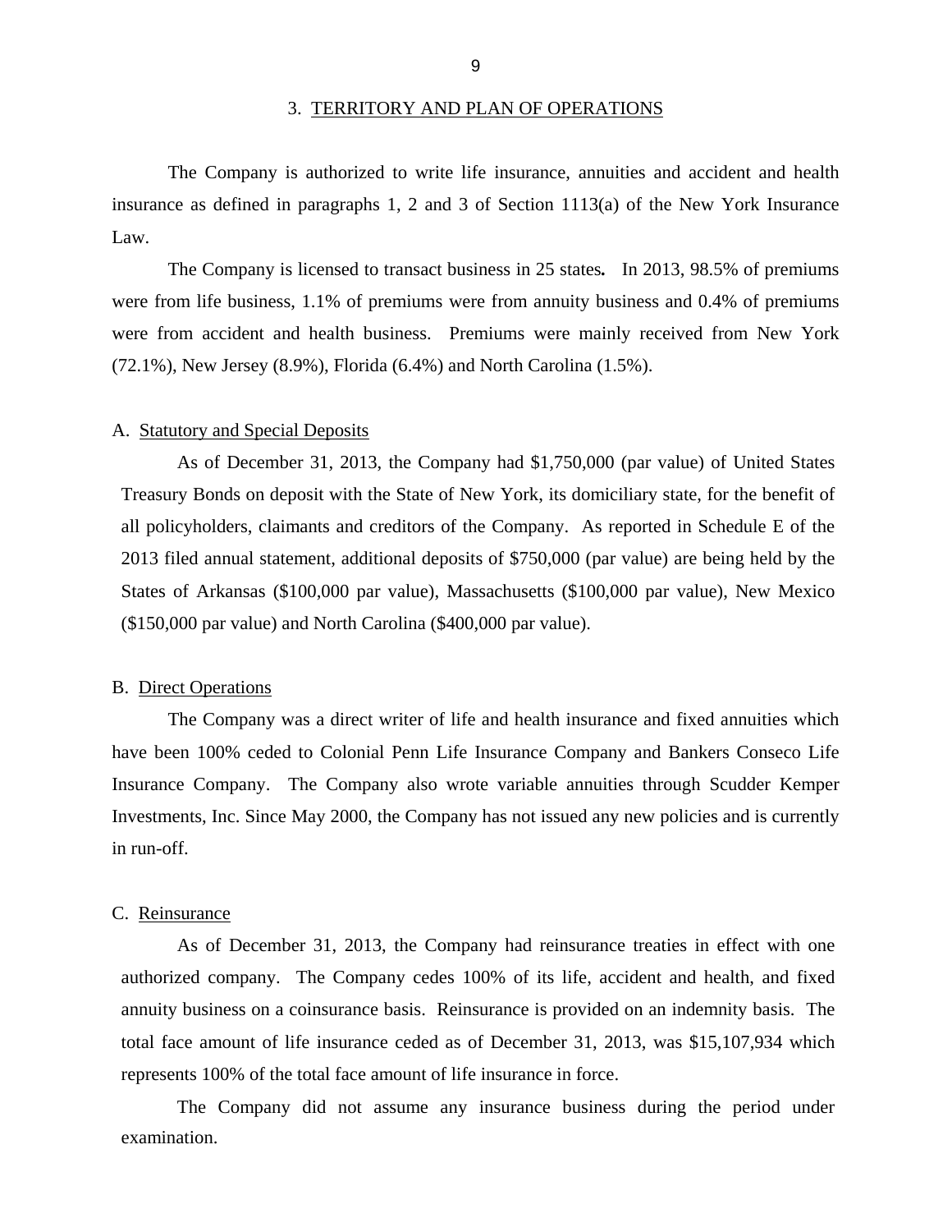## 3. TERRITORY AND PLAN OF OPERATIONS

The Company is authorized to write life insurance, annuities and accident and health insurance as defined in paragraphs 1, 2 and 3 of Section 1113(a) of the New York Insurance Law.

The Company is licensed to transact business in 25 states. In 2013, 98.5% of premiums were from life business, 1.1% of premiums were from annuity business and 0.4% of premiums were from accident and health business. Premiums were mainly received from New York (72.1%), New Jersey (8.9%), Florida (6.4%) and North Carolina (1.5%).

### A. Statutory and Special Deposits

As of December 31, 2013, the Company had $1,750,000 (par value) of United States Treasury Bonds on deposit with the State of New York, its domiciliary state, for the benefit of all policyholders, claimants and creditors of the Company. As reported in Schedule E of the 2013 filed annual statement, additional deposits of $750,000 (par value) are being held by the States of Arkansas ($100,000 par value), Massachusetts ($100,000 par value), New Mexico ($150,000 par value) and North Carolina ($400,000 par value).

### B. Direct Operations

The Company was a direct writer of life and health insurance and fixed annuities which have been 100% ceded to Colonial Penn Life Insurance Company and Bankers Conseco Life Insurance Company. The Company also wrote variable annuities through Scudder Kemper Investments, Inc. Since May 2000, the Company has not issued any new policies and is currently in run-off.

### C. Reinsurance

As of December 31, 2013, the Company had reinsurance treaties in effect with one authorized company. The Company cedes 100% of its life, accident and health, and fixed annuity business on a coinsurance basis. Reinsurance is provided on an indemnity basis. The total face amount of life insurance ceded as of December 31, 2013, was $15,107,934 which represents 100% of the total face amount of life insurance in force.

The Company did not assume any insurance business during the period under examination.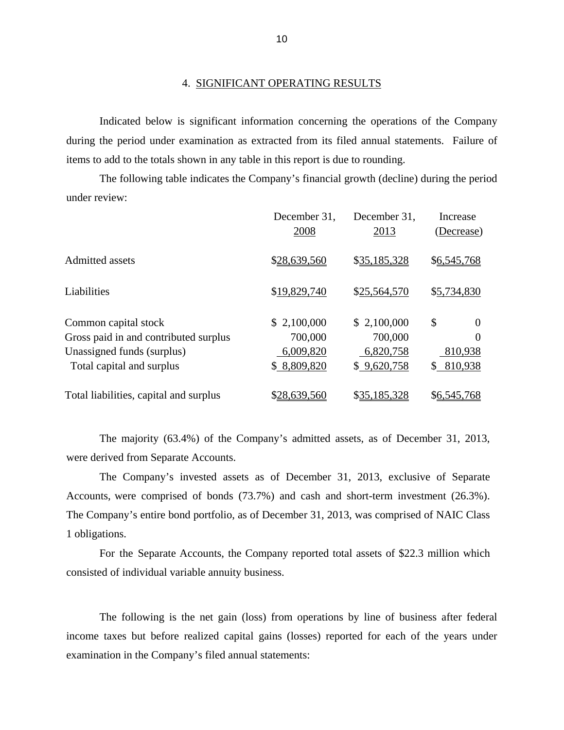## 4. SIGNIFICANT OPERATING RESULTS

Indicated below is significant information concerning the operations of the Company during the period under examination as extracted from its filed annual statements. Failure of items to add to the totals shown in any table in this report is due to rounding.

The following table indicates the Company's financial growth (decline) during the period under review:

| | December 31, 2008 | December 31, 2013 | Increase (Decrease) |
|---|---|---|---|
| Admitted assets | $28,639,560 | $35,185,328 | $6,545,768 |
| Liabilities | $19,829,740 | $25,564,570 | $5,734,830 |
| Common capital stock | $ 2,100,000 | $ 2,100,000 | $ 0 |
| Gross paid in and contributed surplus | 700,000 | 700,000 | 0 |
| Unassigned funds (surplus) | 6,009,820 | 6,820,758 | 810,938 |
| Total capital and surplus | $ 8,809,820 | $ 9,620,758 | $ 810,938 |
| Total liabilities, capital and surplus | $28,639,560 | $35,185,328 | $6,545,768 |

The majority (63.4%) of the Company's admitted assets, as of December 31, 2013, were derived from Separate Accounts.

The Company's invested assets as of December 31, 2013, exclusive of Separate Accounts, were comprised of bonds (73.7%) and cash and short-term investment (26.3%). The Company's entire bond portfolio, as of December 31, 2013, was comprised of NAIC Class 1 obligations.

For the Separate Accounts, the Company reported total assets of $22.3 million which consisted of individual variable annuity business.

The following is the net gain (loss) from operations by line of business after federal income taxes but before realized capital gains (losses) reported for each of the years under examination in the Company's filed annual statements: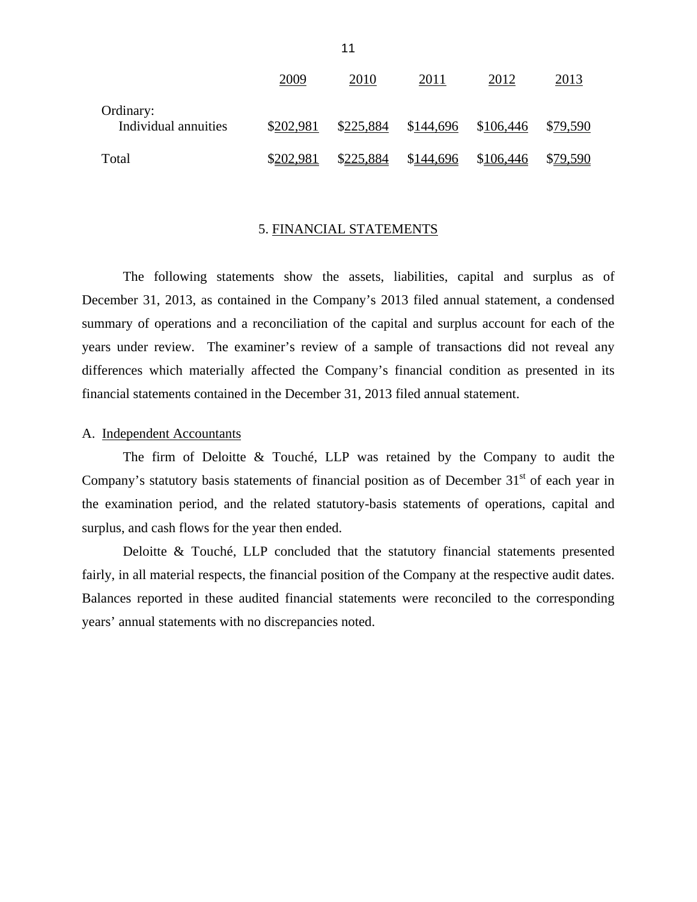| | 2009 | 2010 | 2011 | 2012 | 2013 |
|---|---|---|---|---|---|
| Ordinary: | | | | | |
| Individual annuities | $202,981 | $225,884 | $144,696 | $106,446 | $79,590 |
| Total | $202,981 | $225,884 | $144,696 | $106,446 | $79,590 |

## 5. FINANCIAL STATEMENTS

The following statements show the assets, liabilities, capital and surplus as of December 31, 2013, as contained in the Company's 2013 filed annual statement, a condensed summary of operations and a reconciliation of the capital and surplus account for each of the years under review. The examiner's review of a sample of transactions did not reveal any differences which materially affected the Company's financial condition as presented in its financial statements contained in the December 31, 2013 filed annual statement.

### A. Independent Accountants

The firm of Deloitte & Touché, LLP was retained by the Company to audit the Company's statutory basis statements of financial position as of December 31st of each year in the examination period, and the related statutory-basis statements of operations, capital and surplus, and cash flows for the year then ended.

Deloitte & Touché, LLP concluded that the statutory financial statements presented fairly, in all material respects, the financial position of the Company at the respective audit dates. Balances reported in these audited financial statements were reconciled to the corresponding years' annual statements with no discrepancies noted.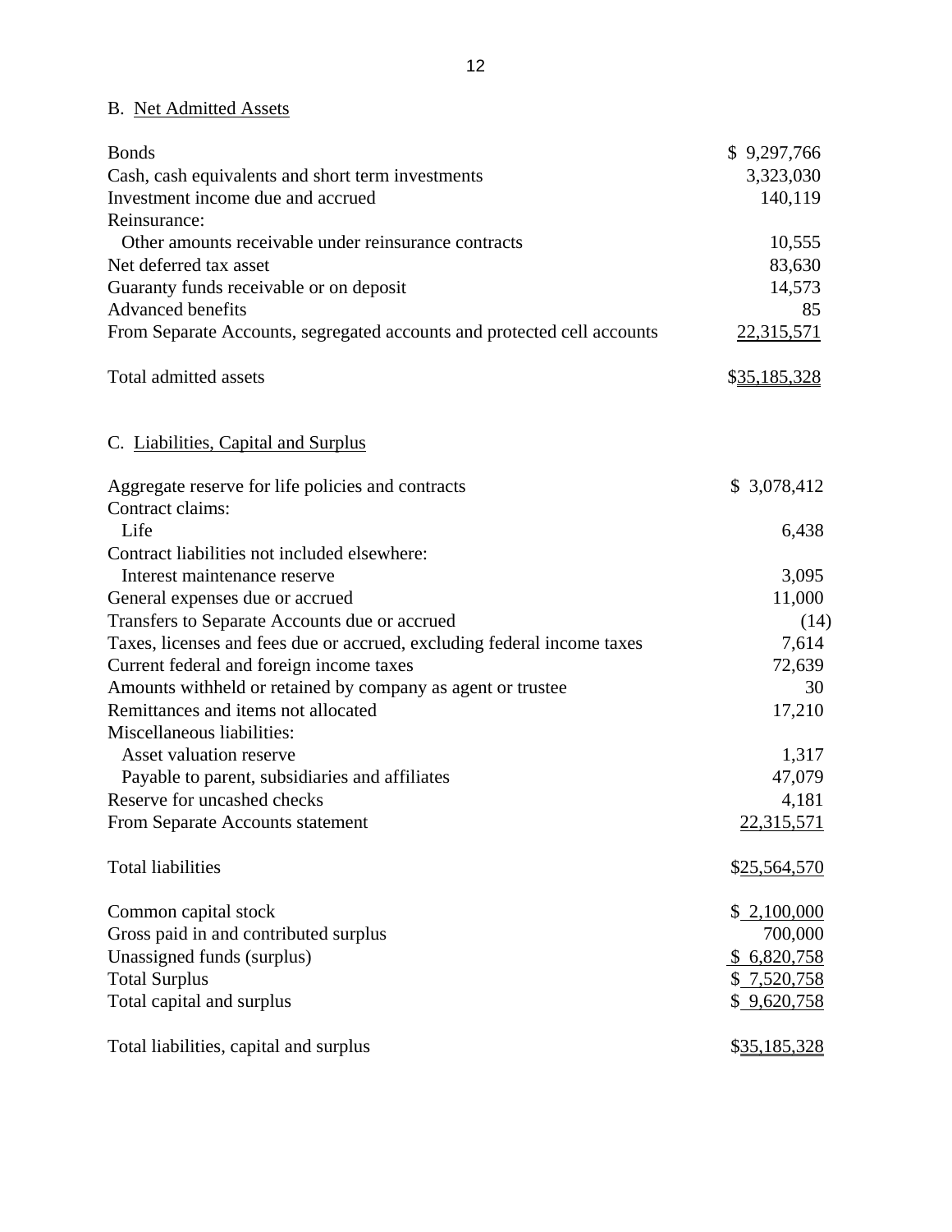## B. Net Admitted Assets

| | |
|---|---|
| Bonds | $ 9,297,766 |
| Cash, cash equivalents and short term investments | 3,323,030 |
| Investment income due and accrued | 140,119 |
| Reinsurance: | |
| Other amounts receivable under reinsurance contracts | 10,555 |
| Net deferred tax asset | 83,630 |
| Guaranty funds receivable or on deposit | 14,573 |
| Advanced benefits | 85 |
| From Separate Accounts, segregated accounts and protected cell accounts | 22,315,571 |
| Total admitted assets | $35,185,328 |

## C. Liabilities, Capital and Surplus

| | |
|---|---|
| Aggregate reserve for life policies and contracts | $ 3,078,412 |
| Contract claims: | |
| Life | 6,438 |
| Contract liabilities not included elsewhere: | |
| Interest maintenance reserve | 3,095 |
| General expenses due or accrued | 11,000 |
| Transfers to Separate Accounts due or accrued | (14) |
| Taxes, licenses and fees due or accrued, excluding federal income taxes | 7,614 |
| Current federal and foreign income taxes | 72,639 |
| Amounts withheld or retained by company as agent or trustee | 30 |
| Remittances and items not allocated | 17,210 |
| Miscellaneous liabilities: | |
| Asset valuation reserve | 1,317 |
| Payable to parent, subsidiaries and affiliates | 47,079 |
| Reserve for uncashed checks | 4,181 |
| From Separate Accounts statement | 22,315,571 |
| Total liabilities | $25,564,570 |
| Common capital stock | $ 2,100,000 |
| Gross paid in and contributed surplus | 700,000 |
| Unassigned funds (surplus) | $ 6,820,758 |
| Total Surplus | $ 7,520,758 |
| Total capital and surplus | $ 9,620,758 |
| Total liabilities, capital and surplus | $35,185,328 |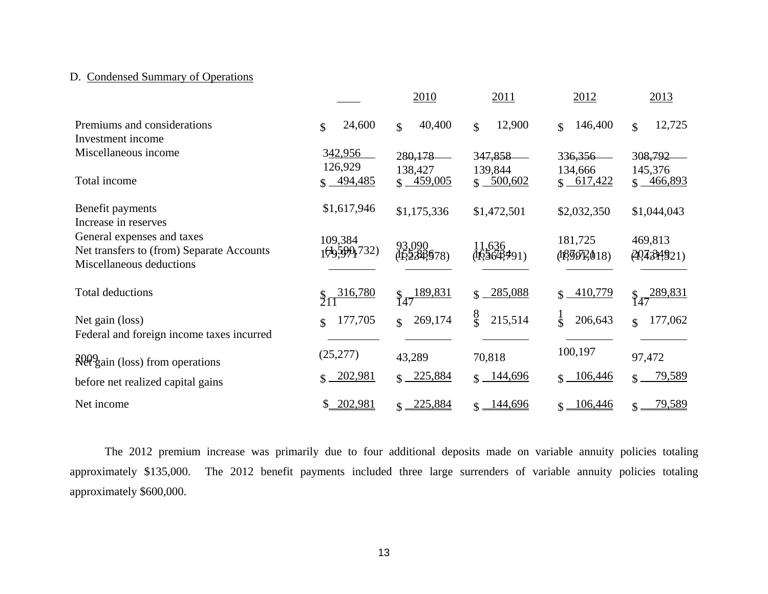D. Condensed Summary of Operations

| | 2009 | 2010 | 2011 | 2012 | 2013 |
|---|---|---|---|---|---|
| Premiums and considerations | $ 24,600 | $ 40,400 | $ 12,900 | $ 146,400 | $ 12,725 |
| Investment income | 342,956 | 280,178 | 347,858 | 336,356 | 308,792 |
| Miscellaneous income | 126,929 | 138,427 | 139,844 | 134,666 | 145,376 |
| Total income | $ 494,485 | $ 459,005 | $ 500,602 | $ 617,422 | $ 466,893 |
| Benefit payments | $1,617,946 | $1,175,336 | $1,472,501 | $2,032,350 | $1,044,043 |
| Increase in reserves | 109,384 | 93,090 | 11,636 | 181,725 | 469,813 |
| General expenses and taxes | 179,971 | 155,836 | 165,734 | 187,721 | 207,349 |
| Net transfers to (from) Separate Accounts | (1,590,732) | (1,234,578) | (1,364,791) | (1,991,018) | (1,431,521) |
| Miscellaneous deductions | 211 | 147 | 8 | 1 | 147 |
| Total deductions | $ 316,780 | $ 189,831 | $ 285,088 | $ 410,779 | $ 289,831 |
| Net gain (loss) | $ 177,705 | $ 269,174 | $ 215,514 | $ 206,643 | $ 177,062 |
| Federal and foreign income taxes incurred | (25,277) | 43,289 | 70,818 | 100,197 | 97,472 |
| Net gain (loss) from operations before net realized capital gains | $ 202,981 | $ 225,884 | $ 144,696 | $ 106,446 | $ 79,589 |
| Net income | $ 202,981 | $ 225,884 | $ 144,696 | $ 106,446 | $ 79,589 |

The 2012 premium increase was primarily due to four additional deposits made on variable annuity policies totaling approximately $135,000. The 2012 benefit payments included three large surrenders of variable annuity policies totaling approximately $600,000.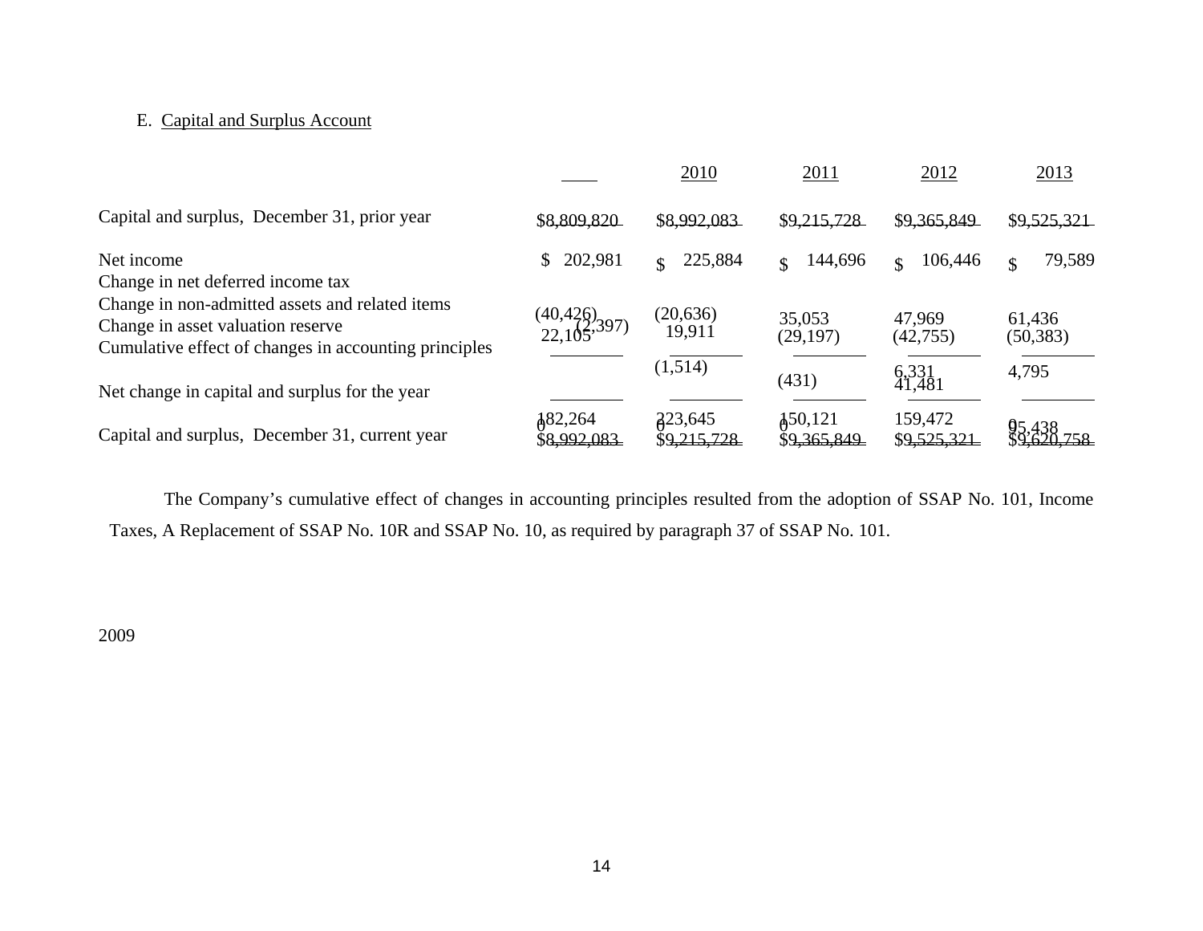E. Capital and Surplus Account

| | 2009 | 2010 | 2011 | 2012 | 2013 |
|---|---|---|---|---|---|
| Capital and surplus, December 31, prior year | $8,809,820 | $8,992,083 | $9,215,728 | $9,365,849 | $9,525,321 |
| Net income | $ 202,981 | $ 225,884 | $ 144,696 | $ 106,446 | $ 79,589 |
| Change in net deferred income tax | (40,426) | (20,636) | 35,053 | 47,969 | 61,436 |
| Change in non-admitted assets and related items | 22,105 | 19,911 | (29,197) | (42,755) | (50,383) |
| Change in asset valuation reserve | (2,397) | (1,514) | (431) | 6,331 | 4,795 |
| Cumulative effect of changes in accounting principles | 0 | 0 | 0 | 41,481 | 0 |
| Net change in capital and surplus for the year | 182,264 | 223,645 | 150,121 | 159,472 | 95,438 |
| Capital and surplus, December 31, current year | $8,992,083 | $9,215,728 | $9,365,849 | $9,525,321 | $9,620,758 |

The Company's cumulative effect of changes in accounting principles resulted from the adoption of SSAP No. 101, Income Taxes, A Replacement of SSAP No. 10R and SSAP No. 10, as required by paragraph 37 of SSAP No. 101.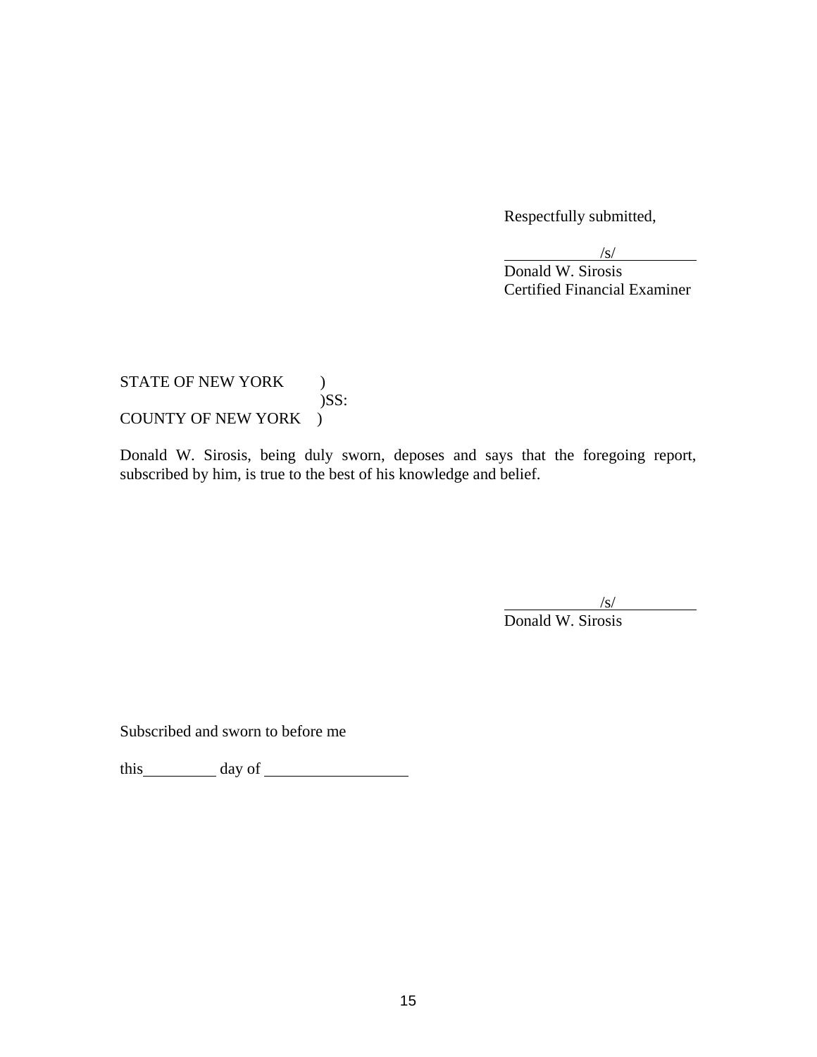Respectfully submitted,

/s/

Donald W. Sirosis
Certified Financial Examiner

STATE OF NEW YORK )
)SS:
COUNTY OF NEW YORK )

Donald W. Sirosis, being duly sworn, deposes and says that the foregoing report, subscribed by him, is true to the best of his knowledge and belief.

/s/

Donald W. Sirosis

Subscribed and sworn to before me

this\_\_\_\_\_\_\_\_\_\_ day of \_\_\_\_\_\_\_\_\_\_\_\_\_\_\_\_\_\_\_\_